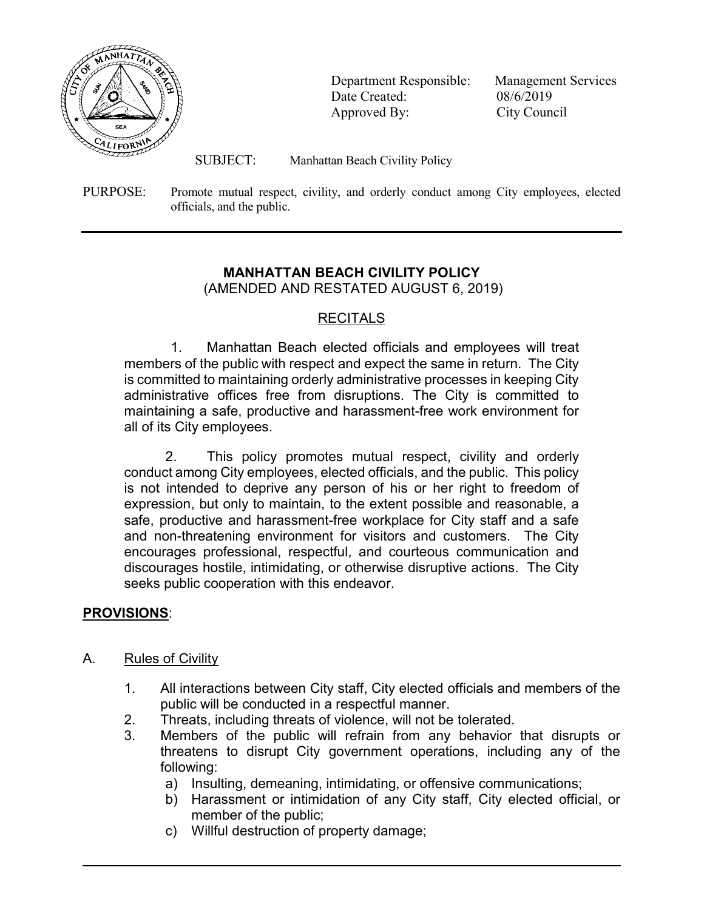Department Responsible: Management Services
Date Created: 08/6/2019
Approved By: City Council

SUBJECT: Manhattan Beach Civility Policy

PURPOSE: Promote mutual respect, civility, and orderly conduct among City employees, elected officials, and the public.

---

## MANHATTAN BEACH CIVILITY POLICY

(AMENDED AND RESTATED AUGUST 6, 2019)

### RECITALS

1. Manhattan Beach elected officials and employees will treat members of the public with respect and expect the same in return. The City is committed to maintaining orderly administrative processes in keeping City administrative offices free from disruptions. The City is committed to maintaining a safe, productive and harassment-free work environment for all of its City employees.

2. This policy promotes mutual respect, civility and orderly conduct among City employees, elected officials, and the public. This policy is not intended to deprive any person of his or her right to freedom of expression, but only to maintain, to the extent possible and reasonable, a safe, productive and harassment-free workplace for City staff and a safe and non-threatening environment for visitors and customers. The City encourages professional, respectful, and courteous communication and discourages hostile, intimidating, or otherwise disruptive actions. The City seeks public cooperation with this endeavor.

## PROVISIONS:

A. Rules of Civility

1. All interactions between City staff, City elected officials and members of the public will be conducted in a respectful manner.
2. Threats, including threats of violence, will not be tolerated.
3. Members of the public will refrain from any behavior that disrupts or threatens to disrupt City government operations, including any of the following:
   a) Insulting, demeaning, intimidating, or offensive communications;
   b) Harassment or intimidation of any City staff, City elected official, or member of the public;
   c) Willful destruction of property damage;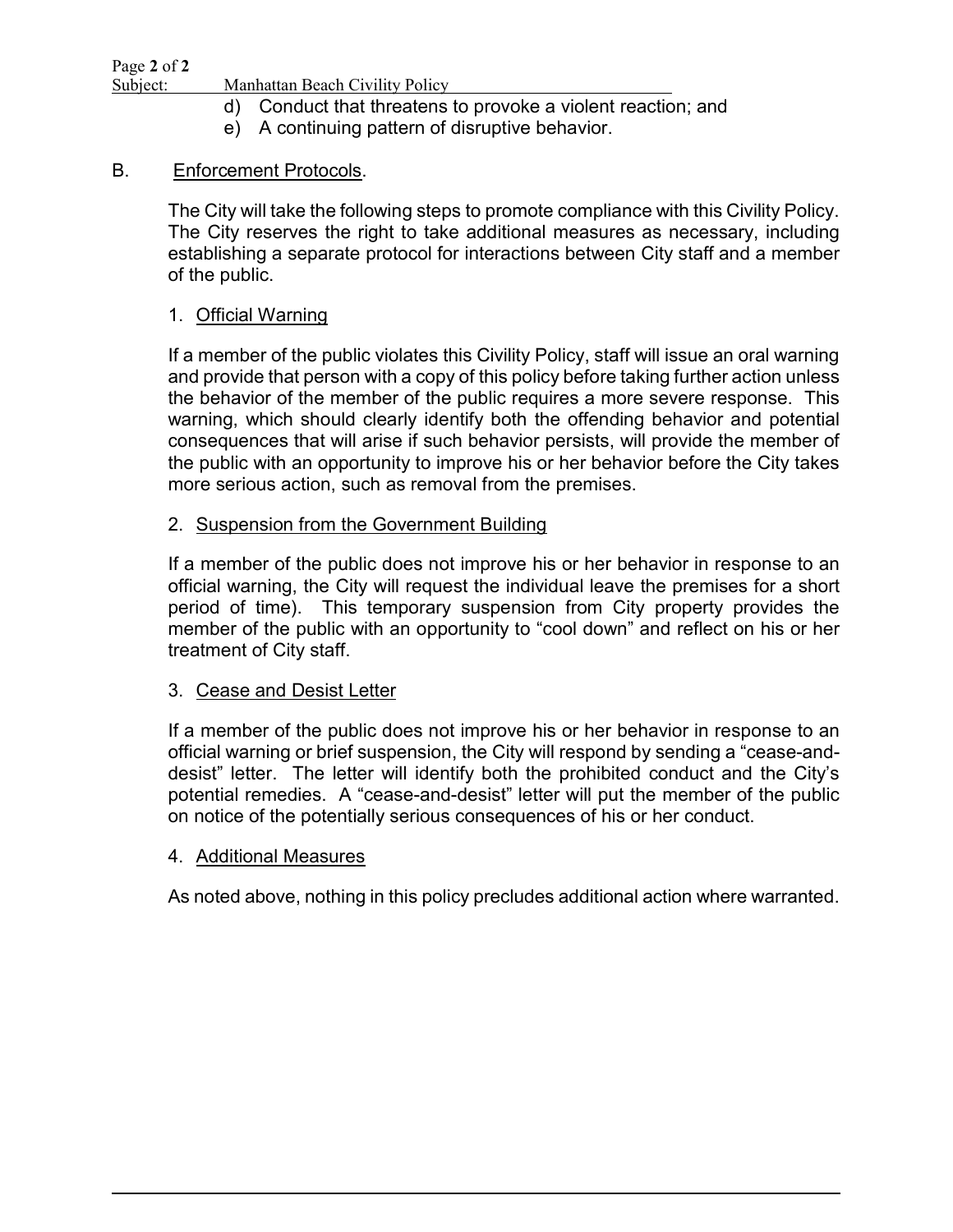d) Conduct that threatens to provoke a violent reaction; and
e) A continuing pattern of disruptive behavior.

B. Enforcement Protocols.

The City will take the following steps to promote compliance with this Civility Policy. The City reserves the right to take additional measures as necessary, including establishing a separate protocol for interactions between City staff and a member of the public.

1. Official Warning

If a member of the public violates this Civility Policy, staff will issue an oral warning and provide that person with a copy of this policy before taking further action unless the behavior of the member of the public requires a more severe response. This warning, which should clearly identify both the offending behavior and potential consequences that will arise if such behavior persists, will provide the member of the public with an opportunity to improve his or her behavior before the City takes more serious action, such as removal from the premises.

2. Suspension from the Government Building

If a member of the public does not improve his or her behavior in response to an official warning, the City will request the individual leave the premises for a short period of time). This temporary suspension from City property provides the member of the public with an opportunity to "cool down" and reflect on his or her treatment of City staff.

3. Cease and Desist Letter

If a member of the public does not improve his or her behavior in response to an official warning or brief suspension, the City will respond by sending a "cease-and-desist" letter. The letter will identify both the prohibited conduct and the City's potential remedies. A "cease-and-desist" letter will put the member of the public on notice of the potentially serious consequences of his or her conduct.

4. Additional Measures

As noted above, nothing in this policy precludes additional action where warranted.